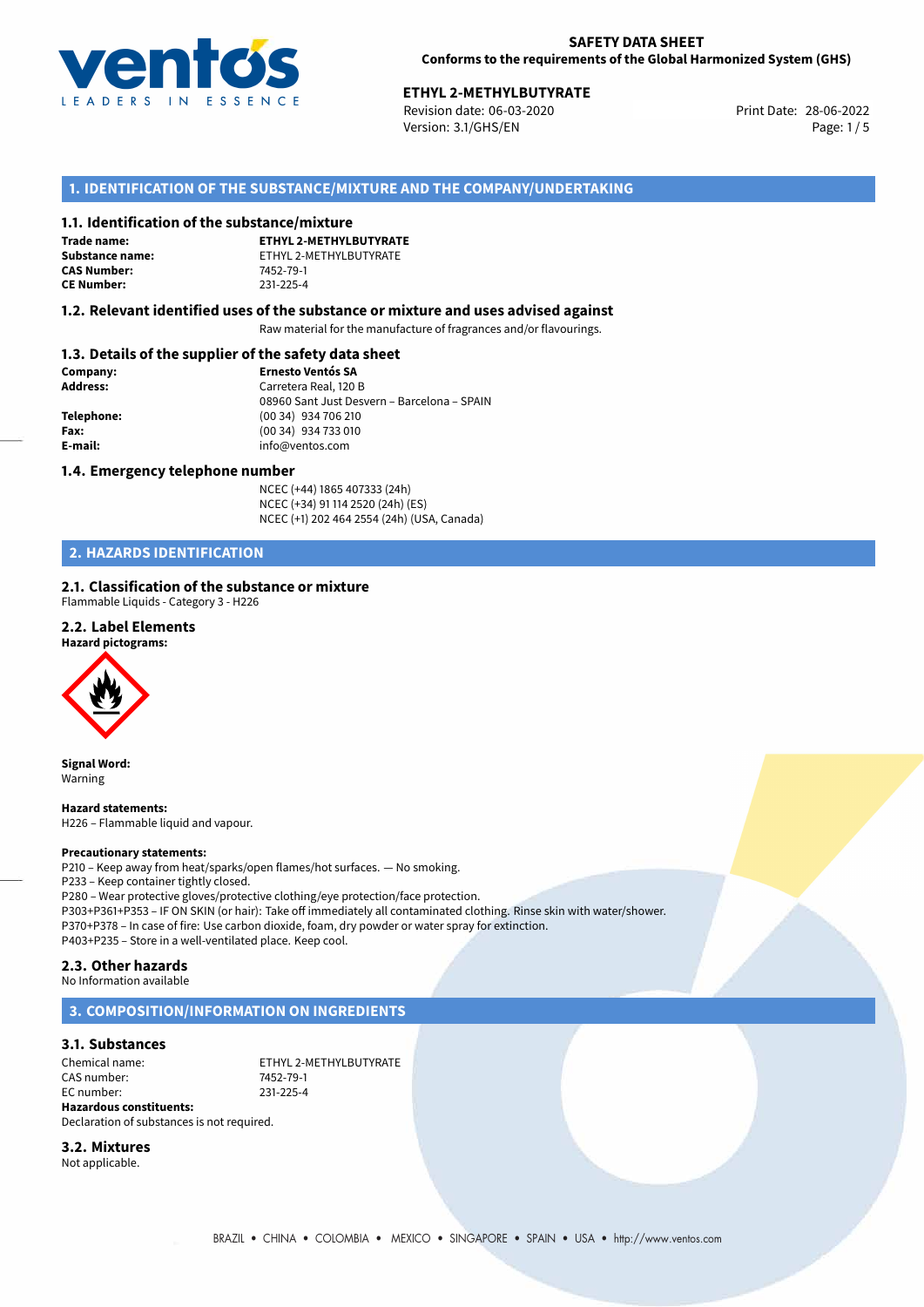**SAFETY DATA SHEET**
**Conforms to the requirements of the Global Harmonized System (GHS)**

**ETHYL 2-METHYLBUTYRATE**
Revision date: 06-03-2020
Version: 3.1/GHS/EN
Print Date: 28-06-2022

## 1. IDENTIFICATION OF THE SUBSTANCE/MIXTURE AND THE COMPANY/UNDERTAKING

### 1.1. Identification of the substance/mixture

**Trade name:** **ETHYL 2-METHYLBUTYRATE**
**Substance name:** ETHYL 2-METHYLBUTYRATE
**CAS Number:** 7452-79-1
**CE Number:** 231-225-4

### 1.2. Relevant identified uses of the substance or mixture and uses advised against

Raw material for the manufacture of fragrances and/or flavourings.

### 1.3. Details of the supplier of the safety data sheet

**Company:** **Ernesto Ventós SA**
**Address:** Carretera Real, 120 B
08960 Sant Just Desvern – Barcelona – SPAIN
**Telephone:** (00 34) 934 706 210
**Fax:** (00 34) 934 733 010
**E-mail:** info@ventos.com

### 1.4. Emergency telephone number

NCEC (+44) 1865 407333 (24h)
NCEC (+34) 91 114 2520 (24h) (ES)
NCEC (+1) 202 464 2554 (24h) (USA, Canada)

## 2. HAZARDS IDENTIFICATION

### 2.1. Classification of the substance or mixture

Flammable Liquids - Category 3 - H226

### 2.2. Label Elements

**Hazard pictograms:**

**Signal Word:**
Warning

**Hazard statements:**
H226 – Flammable liquid and vapour.

**Precautionary statements:**
P210 – Keep away from heat/sparks/open flames/hot surfaces. — No smoking.
P233 – Keep container tightly closed.
P280 – Wear protective gloves/protective clothing/eye protection/face protection.
P303+P361+P353 – IF ON SKIN (or hair): Take off immediately all contaminated clothing. Rinse skin with water/shower.
P370+P378 – In case of fire: Use carbon dioxide, foam, dry powder or water spray for extinction.
P403+P235 – Store in a well-ventilated place. Keep cool.

### 2.3. Other hazards

No Information available

## 3. COMPOSITION/INFORMATION ON INGREDIENTS

### 3.1. Substances

Chemical name: ETHYL 2-METHYLBUTYRATE
CAS number: 7452-79-1
EC number: 231-225-4
**Hazardous constituents:**
Declaration of substances is not required.

### 3.2. Mixtures

Not applicable.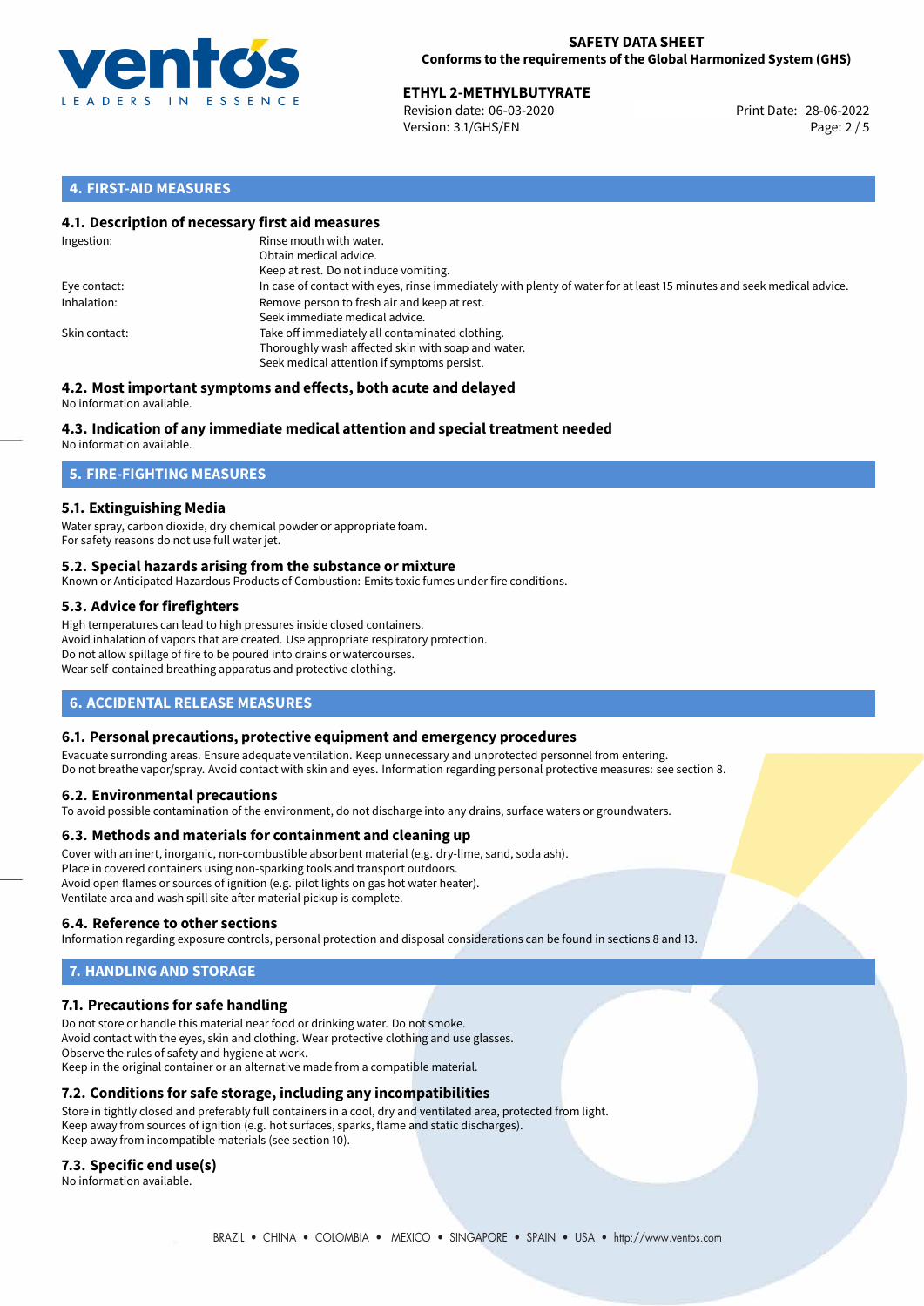## 4. FIRST-AID MEASURES

### 4.1. Description of necessary first aid measures

| | |
|---|---|
| Ingestion: | Rinse mouth with water.<br>Obtain medical advice.<br>Keep at rest. Do not induce vomiting. |
| Eye contact: | In case of contact with eyes, rinse immediately with plenty of water for at least 15 minutes and seek medical advice. |
| Inhalation: | Remove person to fresh air and keep at rest.<br>Seek immediate medical advice. |
| Skin contact: | Take off immediately all contaminated clothing.<br>Thoroughly wash affected skin with soap and water.<br>Seek medical attention if symptoms persist. |

### 4.2. Most important symptoms and effects, both acute and delayed

No information available.

### 4.3. Indication of any immediate medical attention and special treatment needed

No information available.

## 5. FIRE-FIGHTING MEASURES

### 5.1. Extinguishing Media

Water spray, carbon dioxide, dry chemical powder or appropriate foam.
For safety reasons do not use full water jet.

### 5.2. Special hazards arising from the substance or mixture

Known or Anticipated Hazardous Products of Combustion: Emits toxic fumes under fire conditions.

### 5.3. Advice for firefighters

High temperatures can lead to high pressures inside closed containers.
Avoid inhalation of vapors that are created. Use appropriate respiratory protection.
Do not allow spillage of fire to be poured into drains or watercourses.
Wear self-contained breathing apparatus and protective clothing.

## 6. ACCIDENTAL RELEASE MEASURES

### 6.1. Personal precautions, protective equipment and emergency procedures

Evacuate surronding areas. Ensure adequate ventilation. Keep unnecessary and unprotected personnel from entering.
Do not breathe vapor/spray. Avoid contact with skin and eyes. Information regarding personal protective measures: see section 8.

### 6.2. Environmental precautions

To avoid possible contamination of the environment, do not discharge into any drains, surface waters or groundwaters.

### 6.3. Methods and materials for containment and cleaning up

Cover with an inert, inorganic, non-combustible absorbent material (e.g. dry-lime, sand, soda ash).
Place in covered containers using non-sparking tools and transport outdoors.
Avoid open flames or sources of ignition (e.g. pilot lights on gas hot water heater).
Ventilate area and wash spill site after material pickup is complete.

### 6.4. Reference to other sections

Information regarding exposure controls, personal protection and disposal considerations can be found in sections 8 and 13.

## 7. HANDLING AND STORAGE

### 7.1. Precautions for safe handling

Do not store or handle this material near food or drinking water. Do not smoke.
Avoid contact with the eyes, skin and clothing. Wear protective clothing and use glasses.
Observe the rules of safety and hygiene at work.
Keep in the original container or an alternative made from a compatible material.

### 7.2. Conditions for safe storage, including any incompatibilities

Store in tightly closed and preferably full containers in a cool, dry and ventilated area, protected from light.
Keep away from sources of ignition (e.g. hot surfaces, sparks, flame and static discharges).
Keep away from incompatible materials (see section 10).

### 7.3. Specific end use(s)

No information available.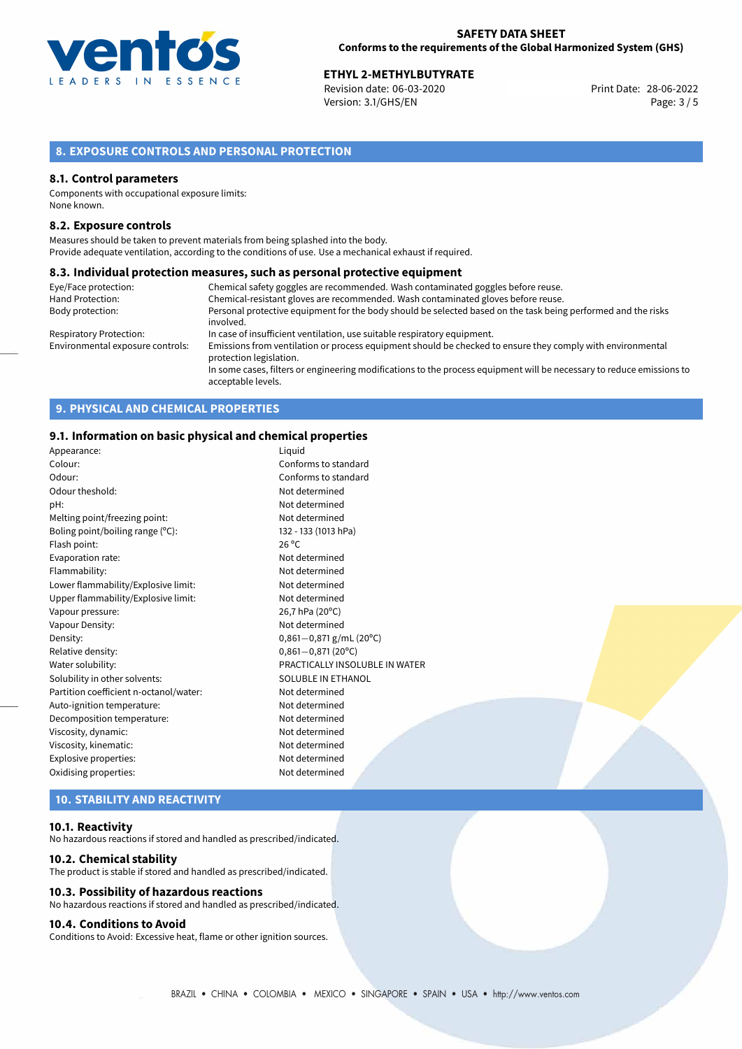## 8. EXPOSURE CONTROLS AND PERSONAL PROTECTION

### 8.1. Control parameters

Components with occupational exposure limits:
None known.

### 8.2. Exposure controls

Measures should be taken to prevent materials from being splashed into the body.
Provide adequate ventilation, according to the conditions of use. Use a mechanical exhaust if required.

### 8.3. Individual protection measures, such as personal protective equipment

| | |
|---|---|
| Eye/Face protection: | Chemical safety goggles are recommended. Wash contaminated goggles before reuse. |
| Hand Protection: | Chemical-resistant gloves are recommended. Wash contaminated gloves before reuse. |
| Body protection: | Personal protective equipment for the body should be selected based on the task being performed and the risks involved. |
| Respiratory Protection: | In case of insufficient ventilation, use suitable respiratory equipment. |
| Environmental exposure controls: | Emissions from ventilation or process equipment should be checked to ensure they comply with environmental protection legislation. In some cases, filters or engineering modifications to the process equipment will be necessary to reduce emissions to acceptable levels. |

## 9. PHYSICAL AND CHEMICAL PROPERTIES

### 9.1. Information on basic physical and chemical properties

| | |
|---|---|
| Appearance: | Liquid |
| Colour: | Conforms to standard |
| Odour: | Conforms to standard |
| Odour theshold: | Not determined |
| pH: | Not determined |
| Melting point/freezing point: | Not determined |
| Boling point/boiling range (°C): | 132 - 133 (1013 hPa) |
| Flash point: | 26 °C |
| Evaporation rate: | Not determined |
| Flammability: | Not determined |
| Lower flammability/Explosive limit: | Not determined |
| Upper flammability/Explosive limit: | Not determined |
| Vapour pressure: | 26,7 hPa (20°C) |
| Vapour Density: | Not determined |
| Density: | 0,861—0,871 g/mL (20°C) |
| Relative density: | 0,861—0,871 (20°C) |
| Water solubility: | PRACTICALLY INSOLUBLE IN WATER |
| Solubility in other solvents: | SOLUBLE IN ETHANOL |
| Partition coefficient n-octanol/water: | Not determined |
| Auto-ignition temperature: | Not determined |
| Decomposition temperature: | Not determined |
| Viscosity, dynamic: | Not determined |
| Viscosity, kinematic: | Not determined |
| Explosive properties: | Not determined |
| Oxidising properties: | Not determined |

## 10. STABILITY AND REACTIVITY

### 10.1. Reactivity

No hazardous reactions if stored and handled as prescribed/indicated.

### 10.2. Chemical stability

The product is stable if stored and handled as prescribed/indicated.

### 10.3. Possibility of hazardous reactions

No hazardous reactions if stored and handled as prescribed/indicated.

### 10.4. Conditions to Avoid

Conditions to Avoid: Excessive heat, flame or other ignition sources.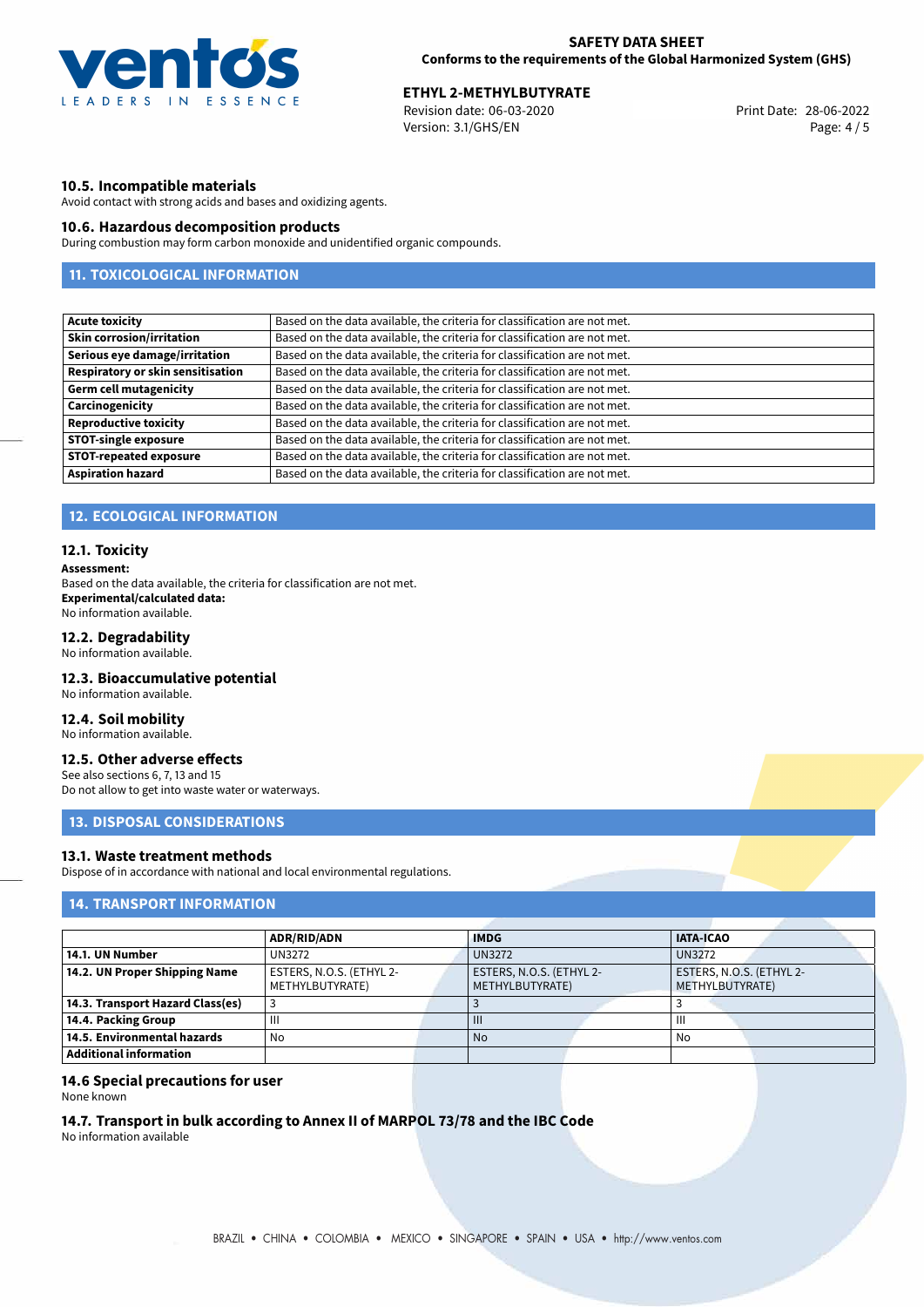### 10.5. Incompatible materials

Avoid contact with strong acids and bases and oxidizing agents.

### 10.6. Hazardous decomposition products

During combustion may form carbon monoxide and unidentified organic compounds.

## 11. TOXICOLOGICAL INFORMATION

| | |
|---|---|
| **Acute toxicity** | Based on the data available, the criteria for classification are not met. |
| **Skin corrosion/irritation** | Based on the data available, the criteria for classification are not met. |
| **Serious eye damage/irritation** | Based on the data available, the criteria for classification are not met. |
| **Respiratory or skin sensitisation** | Based on the data available, the criteria for classification are not met. |
| **Germ cell mutagenicity** | Based on the data available, the criteria for classification are not met. |
| **Carcinogenicity** | Based on the data available, the criteria for classification are not met. |
| **Reproductive toxicity** | Based on the data available, the criteria for classification are not met. |
| **STOT-single exposure** | Based on the data available, the criteria for classification are not met. |
| **STOT-repeated exposure** | Based on the data available, the criteria for classification are not met. |
| **Aspiration hazard** | Based on the data available, the criteria for classification are not met. |

## 12. ECOLOGICAL INFORMATION

### 12.1. Toxicity

**Assessment:**
Based on the data available, the criteria for classification are not met.
**Experimental/calculated data:**
No information available.

### 12.2. Degradability

No information available.

### 12.3. Bioaccumulative potential

No information available.

### 12.4. Soil mobility

No information available.

### 12.5. Other adverse effects

See also sections 6, 7, 13 and 15
Do not allow to get into waste water or waterways.

## 13. DISPOSAL CONSIDERATIONS

### 13.1. Waste treatment methods

Dispose of in accordance with national and local environmental regulations.

## 14. TRANSPORT INFORMATION

| | ADR/RID/ADN | IMDG | IATA-ICAO |
|---|---|---|---|
| **14.1. UN Number** | UN3272 | UN3272 | UN3272 |
| **14.2. UN Proper Shipping Name** | ESTERS, N.O.S. (ETHYL 2-METHYLBUTYRATE) | ESTERS, N.O.S. (ETHYL 2-METHYLBUTYRATE) | ESTERS, N.O.S. (ETHYL 2-METHYLBUTYRATE) |
| **14.3. Transport Hazard Class(es)** | 3 | 3 | 3 |
| **14.4. Packing Group** | III | III | III |
| **14.5. Environmental hazards** | No | No | No |
| **Additional information** | | | |

### 14.6 Special precautions for user

None known

### 14.7. Transport in bulk according to Annex II of MARPOL 73/78 and the IBC Code

No information available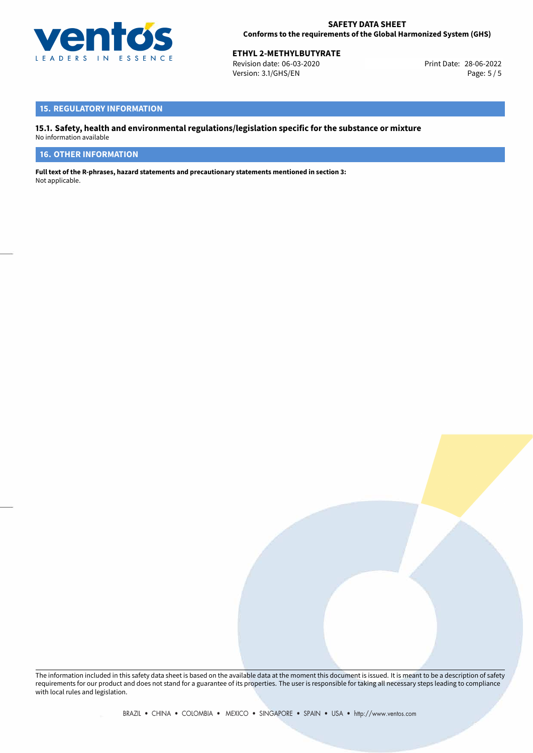## 15. REGULATORY INFORMATION

### 15.1. Safety, health and environmental regulations/legislation specific for the substance or mixture

No information available

## 16. OTHER INFORMATION

**Full text of the R-phrases, hazard statements and precautionary statements mentioned in section 3:**

Not applicable.

The information included in this safety data sheet is based on the available data at the moment this document is issued. It is meant to be a description of safety requirements for our product and does not stand for a guarantee of its properties. The user is responsible for taking all necessary steps leading to compliance with local rules and legislation.